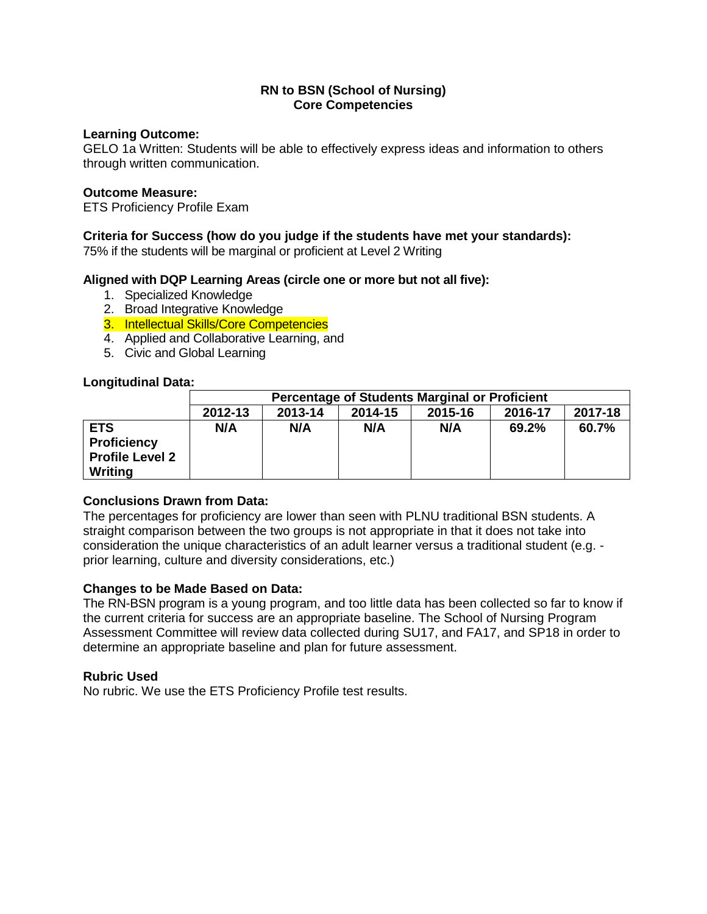# RN to BSN (School of Nursing)
## Core Competencies

**Learning Outcome:**
GELO 1a Written: Students will be able to effectively express ideas and information to others through written communication.

**Outcome Measure:**
ETS Proficiency Profile Exam

**Criteria for Success (how do you judge if the students have met your standards):**
75% if the students will be marginal or proficient at Level 2 Writing

**Aligned with DQP Learning Areas (circle one or more but not all five):**

1. Specialized Knowledge
2. Broad Integrative Knowledge
3. Intellectual Skills/Core Competencies
4. Applied and Collaborative Learning, and
5. Civic and Global Learning

**Longitudinal Data:**

| | Percentage of Students Marginal or Proficient | | | | | |
|---|---|---|---|---|---|---|
| | **2012-13** | **2013-14** | **2014-15** | **2015-16** | **2016-17** | **2017-18** |
| **ETS Proficiency Profile Level 2 Writing** | **N/A** | **N/A** | **N/A** | **N/A** | **69.2%** | **60.7%** |

**Conclusions Drawn from Data:**
The percentages for proficiency are lower than seen with PLNU traditional BSN students. A straight comparison between the two groups is not appropriate in that it does not take into consideration the unique characteristics of an adult learner versus a traditional student (e.g. - prior learning, culture and diversity considerations, etc.)

**Changes to be Made Based on Data:**
The RN-BSN program is a young program, and too little data has been collected so far to know if the current criteria for success are an appropriate baseline. The School of Nursing Program Assessment Committee will review data collected during SU17, and FA17, and SP18 in order to determine an appropriate baseline and plan for future assessment.

**Rubric Used**
No rubric. We use the ETS Proficiency Profile test results.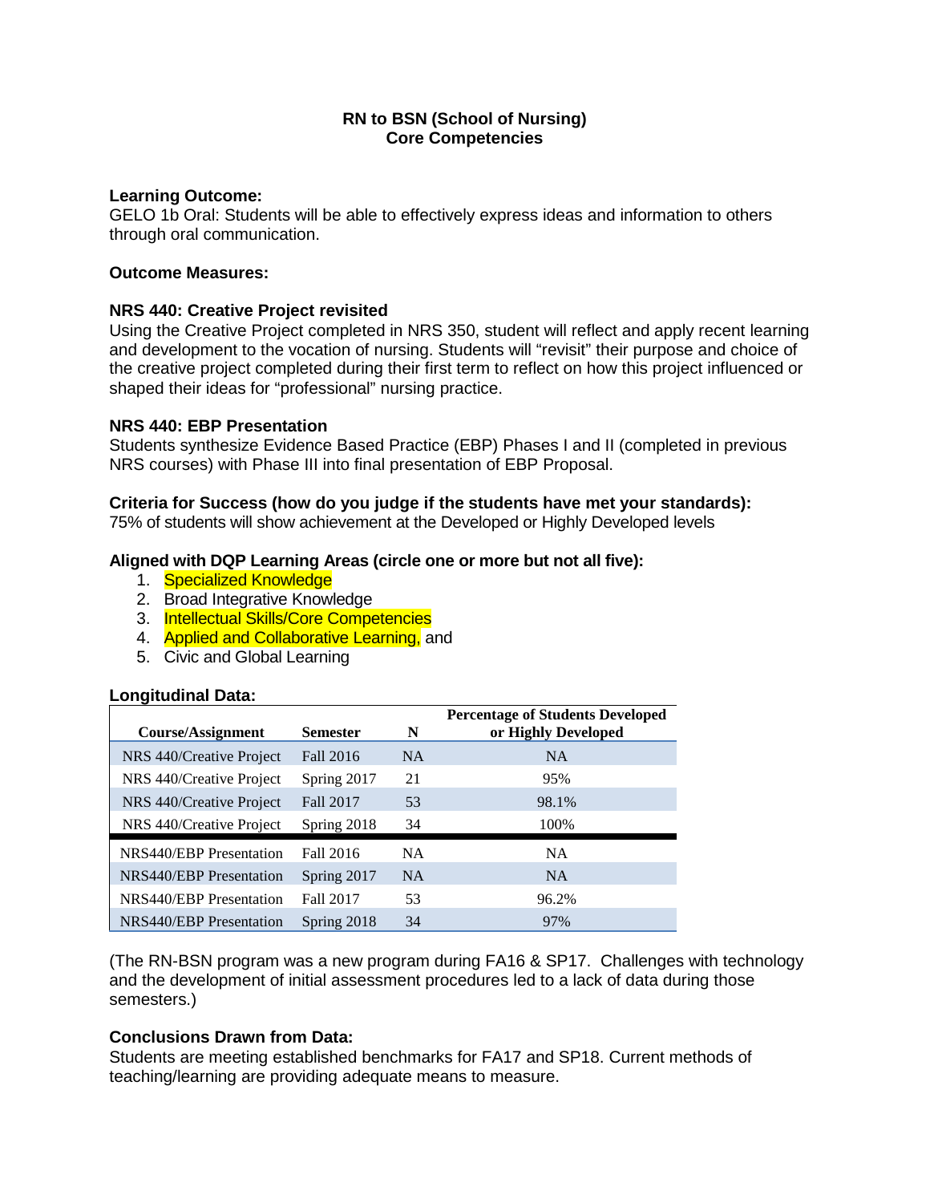# RN to BSN (School of Nursing)
# Core Competencies

**Learning Outcome:**
GELO 1b Oral: Students will be able to effectively express ideas and information to others through oral communication.

**Outcome Measures:**

**NRS 440: Creative Project revisited**
Using the Creative Project completed in NRS 350, student will reflect and apply recent learning and development to the vocation of nursing. Students will "revisit" their purpose and choice of the creative project completed during their first term to reflect on how this project influenced or shaped their ideas for "professional" nursing practice.

**NRS 440: EBP Presentation**
Students synthesize Evidence Based Practice (EBP) Phases I and II (completed in previous NRS courses) with Phase III into final presentation of EBP Proposal.

**Criteria for Success (how do you judge if the students have met your standards):**
75% of students will show achievement at the Developed or Highly Developed levels

**Aligned with DQP Learning Areas (circle one or more but not all five):**

1. Specialized Knowledge
2. Broad Integrative Knowledge
3. Intellectual Skills/Core Competencies
4. Applied and Collaborative Learning, and
5. Civic and Global Learning

**Longitudinal Data:**

| Course/Assignment | Semester | N | Percentage of Students Developed or Highly Developed |
|---|---|---|---|
| NRS 440/Creative Project | Fall 2016 | NA | NA |
| NRS 440/Creative Project | Spring 2017 | 21 | 95% |
| NRS 440/Creative Project | Fall 2017 | 53 | 98.1% |
| NRS 440/Creative Project | Spring 2018 | 34 | 100% |
| NRS440/EBP Presentation | Fall 2016 | NA | NA |
| NRS440/EBP Presentation | Spring 2017 | NA | NA |
| NRS440/EBP Presentation | Fall 2017 | 53 | 96.2% |
| NRS440/EBP Presentation | Spring 2018 | 34 | 97% |

(The RN-BSN program was a new program during FA16 & SP17. Challenges with technology and the development of initial assessment procedures led to a lack of data during those semesters.)

**Conclusions Drawn from Data:**
Students are meeting established benchmarks for FA17 and SP18. Current methods of teaching/learning are providing adequate means to measure.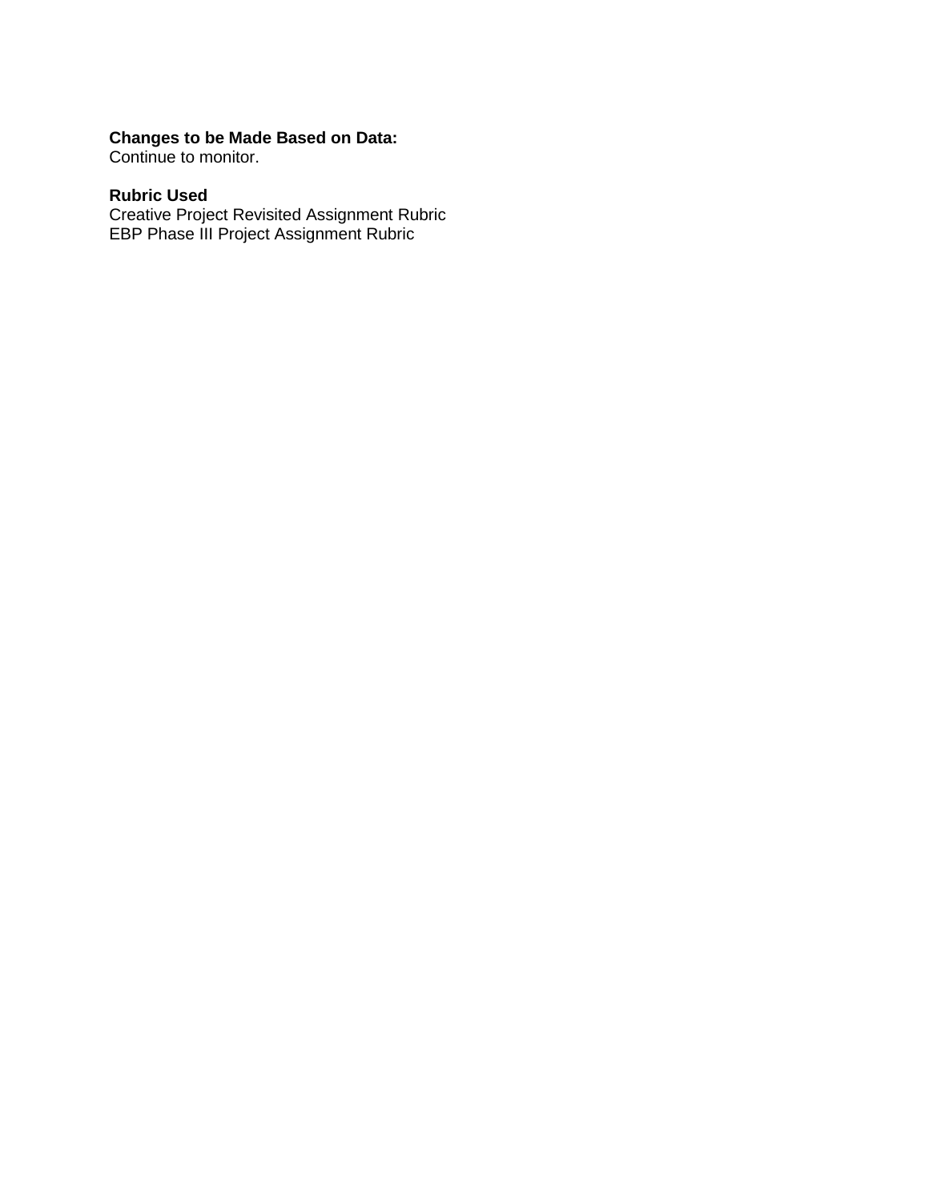**Changes to be Made Based on Data:**
Continue to monitor.

**Rubric Used**
Creative Project Revisited Assignment Rubric
EBP Phase III Project Assignment Rubric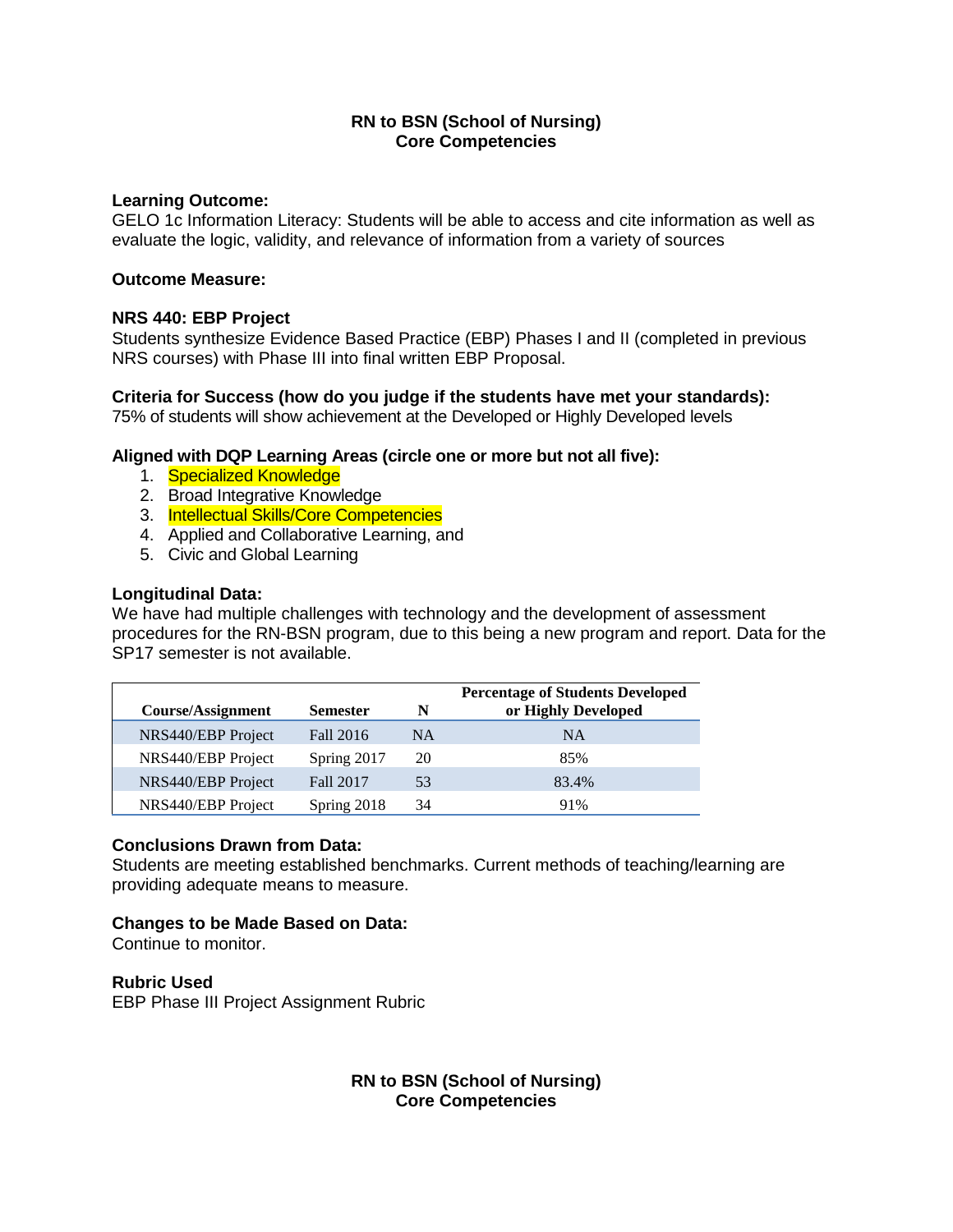**RN to BSN (School of Nursing)**
**Core Competencies**

**Learning Outcome:**
GELO 1c Information Literacy: Students will be able to access and cite information as well as evaluate the logic, validity, and relevance of information from a variety of sources

**Outcome Measure:**

**NRS 440: EBP Project**
Students synthesize Evidence Based Practice (EBP) Phases I and II (completed in previous NRS courses) with Phase III into final written EBP Proposal.

**Criteria for Success (how do you judge if the students have met your standards):**
75% of students will show achievement at the Developed or Highly Developed levels

**Aligned with DQP Learning Areas (circle one or more but not all five):**

1. Specialized Knowledge
2. Broad Integrative Knowledge
3. Intellectual Skills/Core Competencies
4. Applied and Collaborative Learning, and
5. Civic and Global Learning

**Longitudinal Data:**
We have had multiple challenges with technology and the development of assessment procedures for the RN-BSN program, due to this being a new program and report. Data for the SP17 semester is not available.

| Course/Assignment | Semester | N | Percentage of Students Developed or Highly Developed |
|---|---|---|---|
| NRS440/EBP Project | Fall 2016 | NA | NA |
| NRS440/EBP Project | Spring 2017 | 20 | 85% |
| NRS440/EBP Project | Fall 2017 | 53 | 83.4% |
| NRS440/EBP Project | Spring 2018 | 34 | 91% |

**Conclusions Drawn from Data:**
Students are meeting established benchmarks. Current methods of teaching/learning are providing adequate means to measure.

**Changes to be Made Based on Data:**
Continue to monitor.

**Rubric Used**
EBP Phase III Project Assignment Rubric

**RN to BSN (School of Nursing)**
**Core Competencies**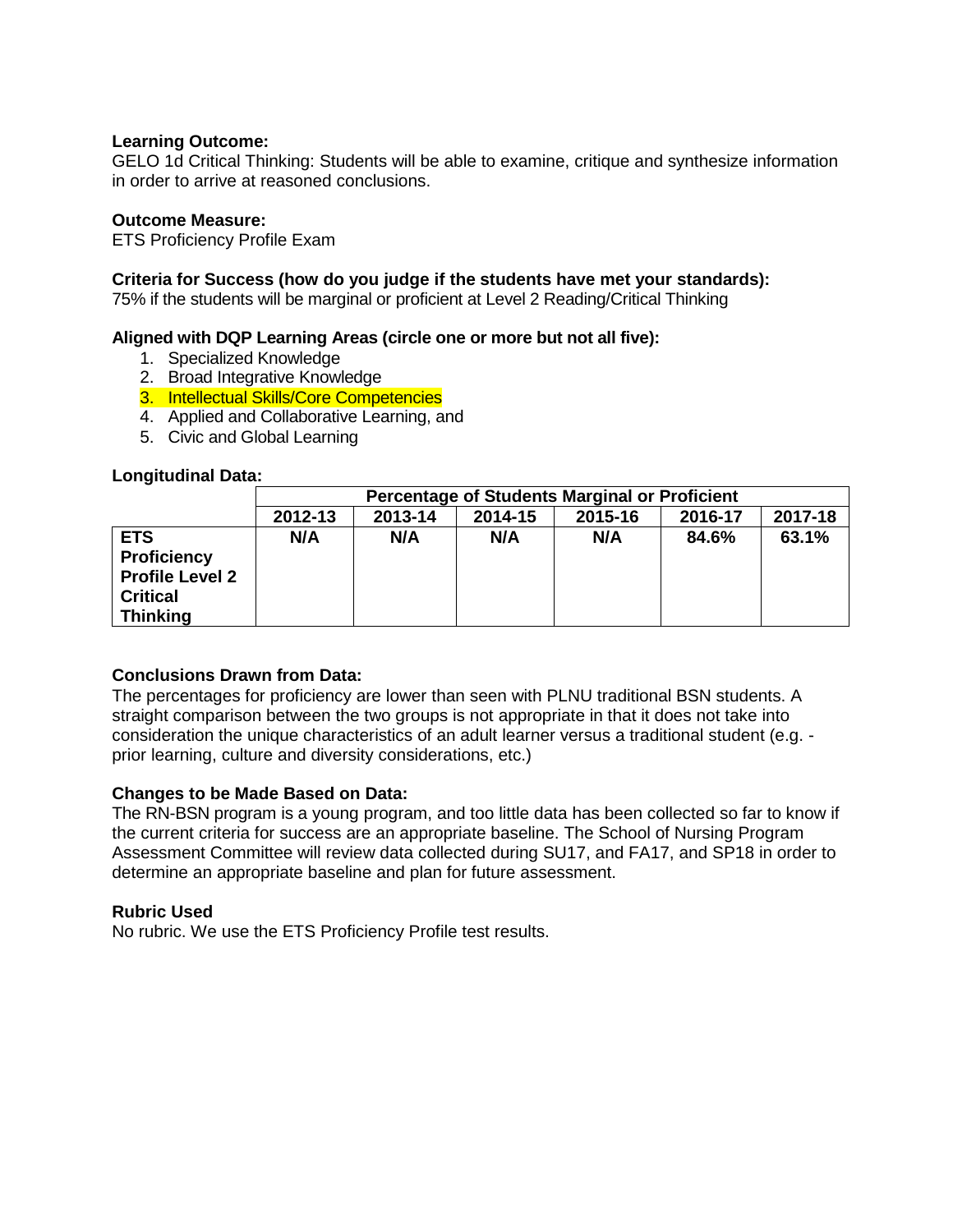**Learning Outcome:**
GELO 1d Critical Thinking: Students will be able to examine, critique and synthesize information in order to arrive at reasoned conclusions.

**Outcome Measure:**
ETS Proficiency Profile Exam

**Criteria for Success (how do you judge if the students have met your standards):**
75% if the students will be marginal or proficient at Level 2 Reading/Critical Thinking

**Aligned with DQP Learning Areas (circle one or more but not all five):**

1. Specialized Knowledge
2. Broad Integrative Knowledge
3. Intellectual Skills/Core Competencies
4. Applied and Collaborative Learning, and
5. Civic and Global Learning

**Longitudinal Data:**

| | Percentage of Students Marginal or Proficient | | | | | |
|---|---|---|---|---|---|---|
| | **2012-13** | **2013-14** | **2014-15** | **2015-16** | **2016-17** | **2017-18** |
| **ETS Proficiency Profile Level 2 Critical Thinking** | **N/A** | **N/A** | **N/A** | **N/A** | **84.6%** | **63.1%** |

**Conclusions Drawn from Data:**
The percentages for proficiency are lower than seen with PLNU traditional BSN students. A straight comparison between the two groups is not appropriate in that it does not take into consideration the unique characteristics of an adult learner versus a traditional student (e.g. - prior learning, culture and diversity considerations, etc.)

**Changes to be Made Based on Data:**
The RN-BSN program is a young program, and too little data has been collected so far to know if the current criteria for success are an appropriate baseline. The School of Nursing Program Assessment Committee will review data collected during SU17, and FA17, and SP18 in order to determine an appropriate baseline and plan for future assessment.

**Rubric Used**
No rubric. We use the ETS Proficiency Profile test results.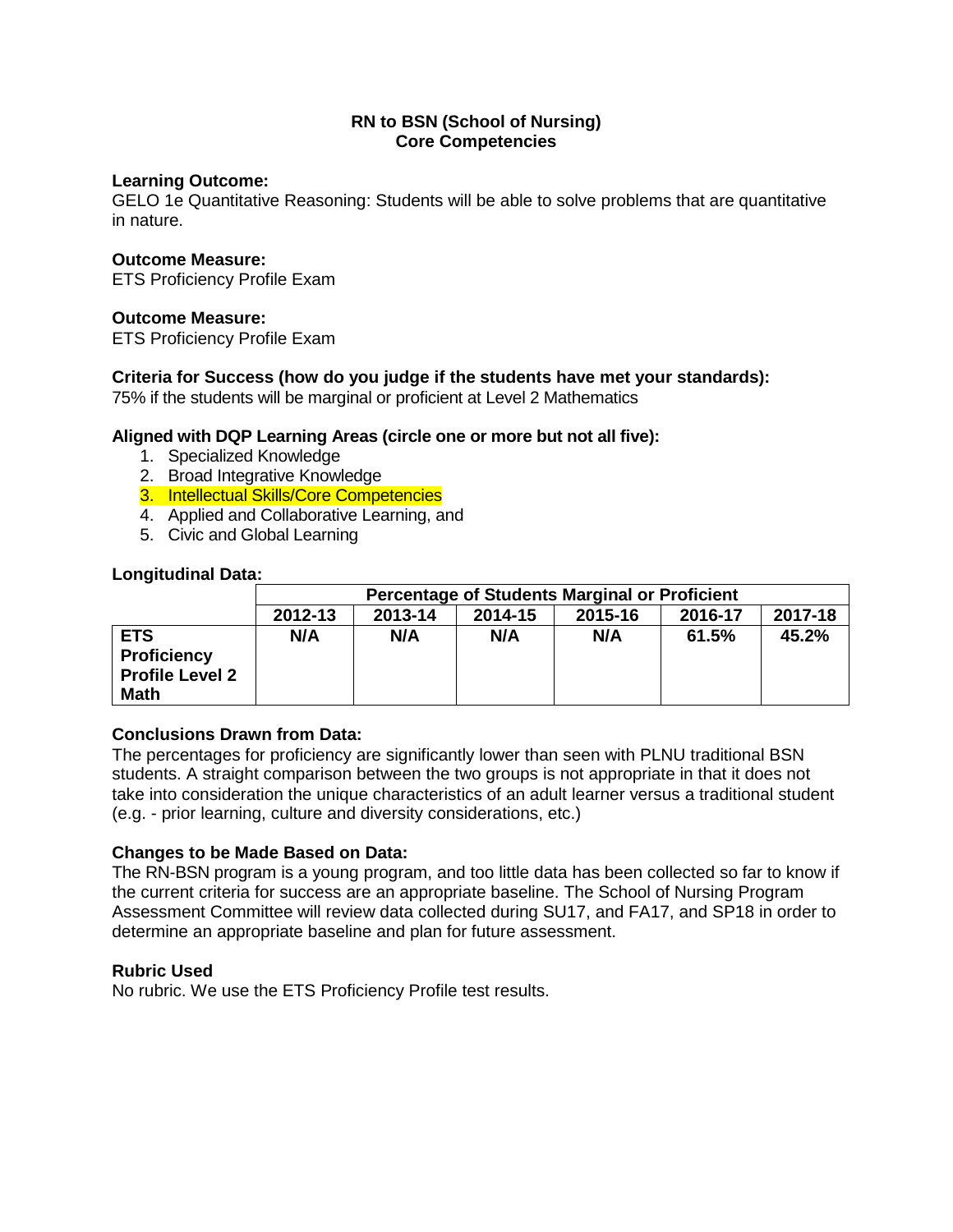**RN to BSN (School of Nursing)**
**Core Competencies**

**Learning Outcome:**
GELO 1e Quantitative Reasoning: Students will be able to solve problems that are quantitative in nature.

**Outcome Measure:**
ETS Proficiency Profile Exam

**Outcome Measure:**
ETS Proficiency Profile Exam

**Criteria for Success (how do you judge if the students have met your standards):**
75% if the students will be marginal or proficient at Level 2 Mathematics

**Aligned with DQP Learning Areas (circle one or more but not all five):**

1. Specialized Knowledge
2. Broad Integrative Knowledge
3. Intellectual Skills/Core Competencies
4. Applied and Collaborative Learning, and
5. Civic and Global Learning

**Longitudinal Data:**

| | Percentage of Students Marginal or Proficient | | | | | |
|---|---|---|---|---|---|---|
| | **2012-13** | **2013-14** | **2014-15** | **2015-16** | **2016-17** | **2017-18** |
| **ETS Proficiency Profile Level 2 Math** | **N/A** | **N/A** | **N/A** | **N/A** | **61.5%** | **45.2%** |

**Conclusions Drawn from Data:**
The percentages for proficiency are significantly lower than seen with PLNU traditional BSN students. A straight comparison between the two groups is not appropriate in that it does not take into consideration the unique characteristics of an adult learner versus a traditional student (e.g. - prior learning, culture and diversity considerations, etc.)

**Changes to be Made Based on Data:**
The RN-BSN program is a young program, and too little data has been collected so far to know if the current criteria for success are an appropriate baseline. The School of Nursing Program Assessment Committee will review data collected during SU17, and FA17, and SP18 in order to determine an appropriate baseline and plan for future assessment.

**Rubric Used**
No rubric. We use the ETS Proficiency Profile test results.